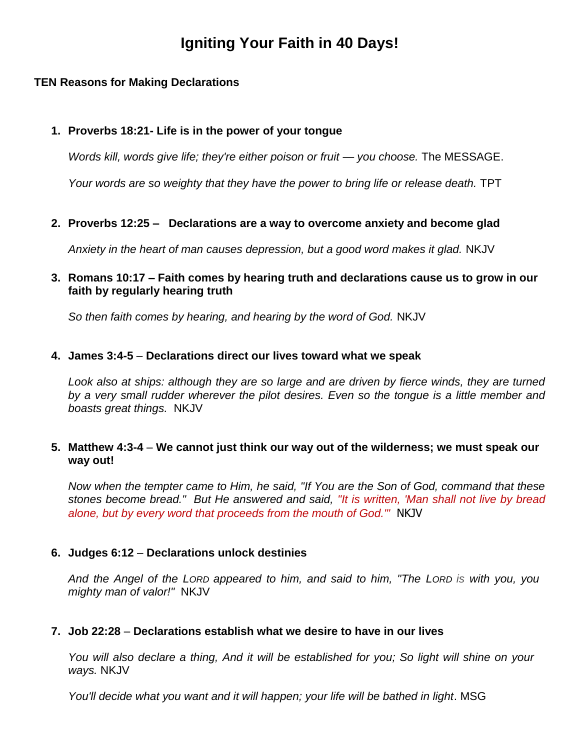# Igniting Your Faith in 40 Days!

**TEN Reasons for Making Declarations**

1. **Proverbs 18:21- Life is in the power of your tongue**

   *Words kill, words give life; they're either poison or fruit — you choose.* The MESSAGE.

   *Your words are so weighty that they have the power to bring life or release death.* TPT

2. **Proverbs 12:25 – Declarations are a way to overcome anxiety and become glad**

   *Anxiety in the heart of man causes depression, but a good word makes it glad.* NKJV

3. **Romans 10:17 – Faith comes by hearing truth and declarations cause us to grow in our faith by regularly hearing truth**

   *So then faith comes by hearing, and hearing by the word of God.* NKJV

4. **James 3:4-5** – **Declarations direct our lives toward what we speak**

   *Look also at ships: although they are so large and are driven by fierce winds, they are turned by a very small rudder wherever the pilot desires. Even so the tongue is a little member and boasts great things.* NKJV

5. **Matthew 4:3-4** – **We cannot just think our way out of the wilderness; we must speak our way out!**

   *Now when the tempter came to Him, he said, "If You are the Son of God, command that these stones become bread." But He answered and said, "It is written, 'Man shall not live by bread alone, but by every word that proceeds from the mouth of God.'"* NKJV

6. **Judges 6:12** – **Declarations unlock destinies**

   *And the Angel of the LORD appeared to him, and said to him, "The LORD is with you, you mighty man of valor!"* NKJV

7. **Job 22:28** – **Declarations establish what we desire to have in our lives**

   *You will also declare a thing, And it will be established for you; So light will shine on your ways.* NKJV

   *You'll decide what you want and it will happen; your life will be bathed in light*. MSG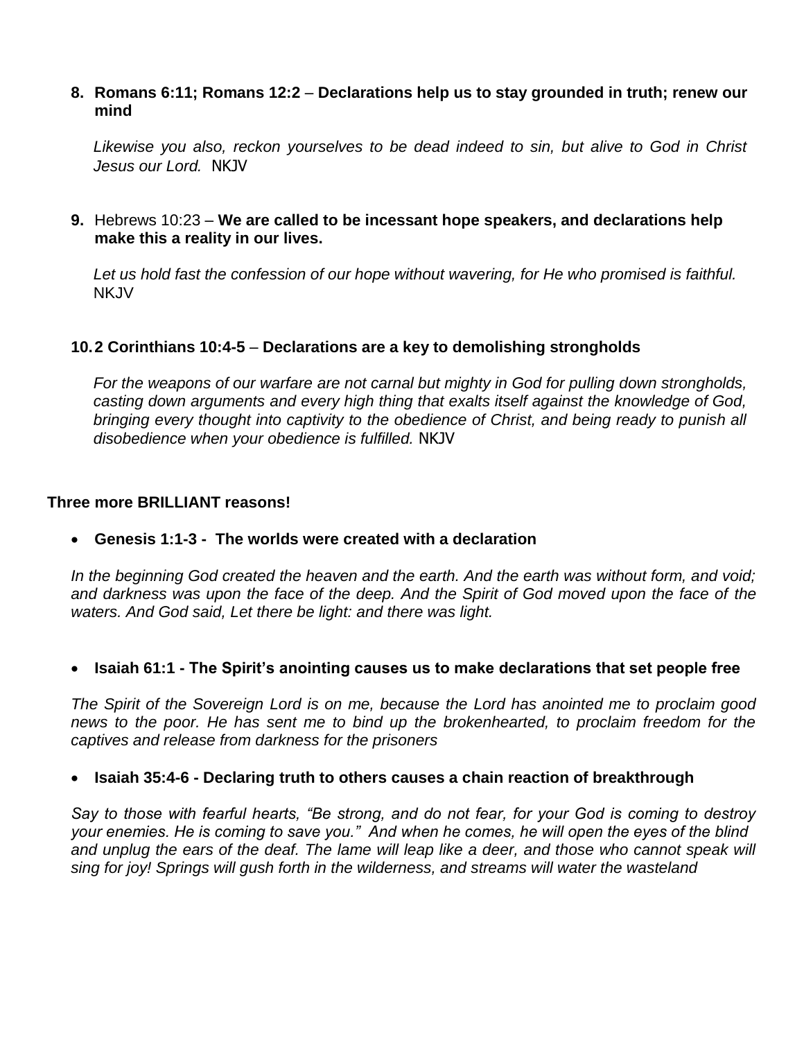8. **Romans 6:11; Romans 12:2** – **Declarations help us to stay grounded in truth; renew our mind**

   *Likewise you also, reckon yourselves to be dead indeed to sin, but alive to God in Christ Jesus our Lord.* NKJV

9. Hebrews 10:23 – **We are called to be incessant hope speakers, and declarations help make this a reality in our lives.**

   *Let us hold fast the confession of our hope without wavering, for He who promised is faithful.* NKJV

10. **2 Corinthians 10:4-5** – **Declarations are a key to demolishing strongholds**

    *For the weapons of our warfare are not carnal but mighty in God for pulling down strongholds, casting down arguments and every high thing that exalts itself against the knowledge of God, bringing every thought into captivity to the obedience of Christ, and being ready to punish all disobedience when your obedience is fulfilled.* NKJV

**Three more BRILLIANT reasons!**

- **Genesis 1:1-3 - The worlds were created with a declaration**

*In the beginning God created the heaven and the earth. And the earth was without form, and void; and darkness was upon the face of the deep. And the Spirit of God moved upon the face of the waters. And God said, Let there be light: and there was light.*

- **Isaiah 61:1 - The Spirit's anointing causes us to make declarations that set people free**

*The Spirit of the Sovereign Lord is on me, because the Lord has anointed me to proclaim good news to the poor. He has sent me to bind up the brokenhearted, to proclaim freedom for the captives and release from darkness for the prisoners*

- **Isaiah 35:4-6 - Declaring truth to others causes a chain reaction of breakthrough**

*Say to those with fearful hearts, "Be strong, and do not fear, for your God is coming to destroy your enemies. He is coming to save you." And when he comes, he will open the eyes of the blind and unplug the ears of the deaf. The lame will leap like a deer, and those who cannot speak will sing for joy! Springs will gush forth in the wilderness, and streams will water the wasteland*